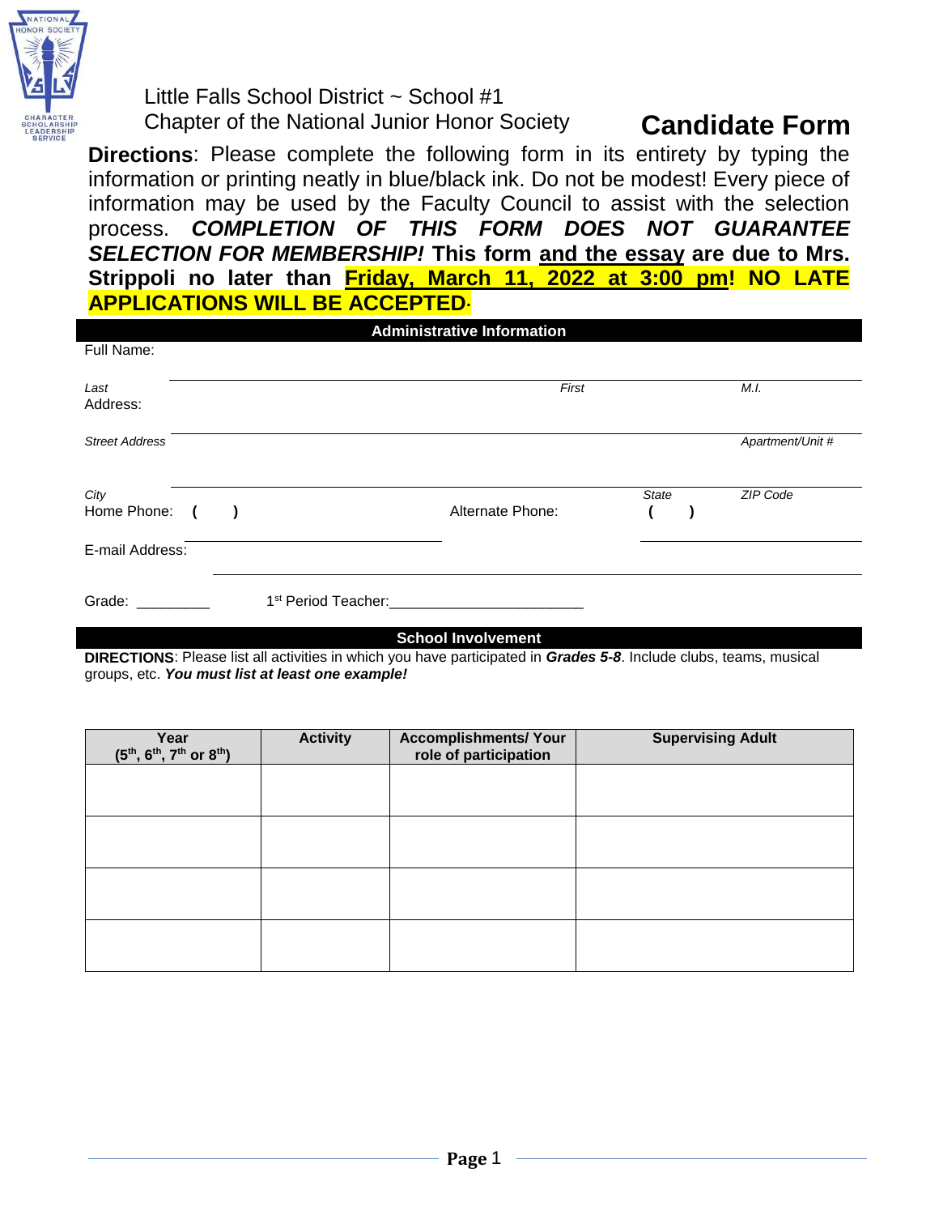Little Falls School District ~ School #1
Chapter of the National Junior Honor Society

# Candidate Form

**Directions**: Please complete the following form in its entirety by typing the information or printing neatly in blue/black ink. Do not be modest! Every piece of information may be used by the Faculty Council to assist with the selection process. ***COMPLETION OF THIS FORM DOES NOT GUARANTEE SELECTION FOR MEMBERSHIP!*** **This form and the essay are due to Mrs. Strippoli no later than Friday, March 11, 2022 at 3:00 pm! NO LATE APPLICATIONS WILL BE ACCEPTED.**

## Administrative Information

Full Name: ______________________________________________

*Last* *First* *M.I.*

Address: ______________________________________________

*Street Address* *Apartment/Unit #*

______________________________________________

*City* *State* *ZIP Code*

Home Phone: ( ) ____________________ Alternate Phone: ( ) ____________________

E-mail Address: ______________________________________________

Grade: _________ 1st Period Teacher:________________________

## School Involvement

**DIRECTIONS**: Please list all activities in which you have participated in ***Grades 5-8***. Include clubs, teams, musical groups, etc. ***You must list at least one example!***

| Year (5th, 6th, 7th or 8th) | Activity | Accomplishments/ Your role of participation | Supervising Adult |
|---|---|---|---|
| | | | |
| | | | |
| | | | |
| | | | |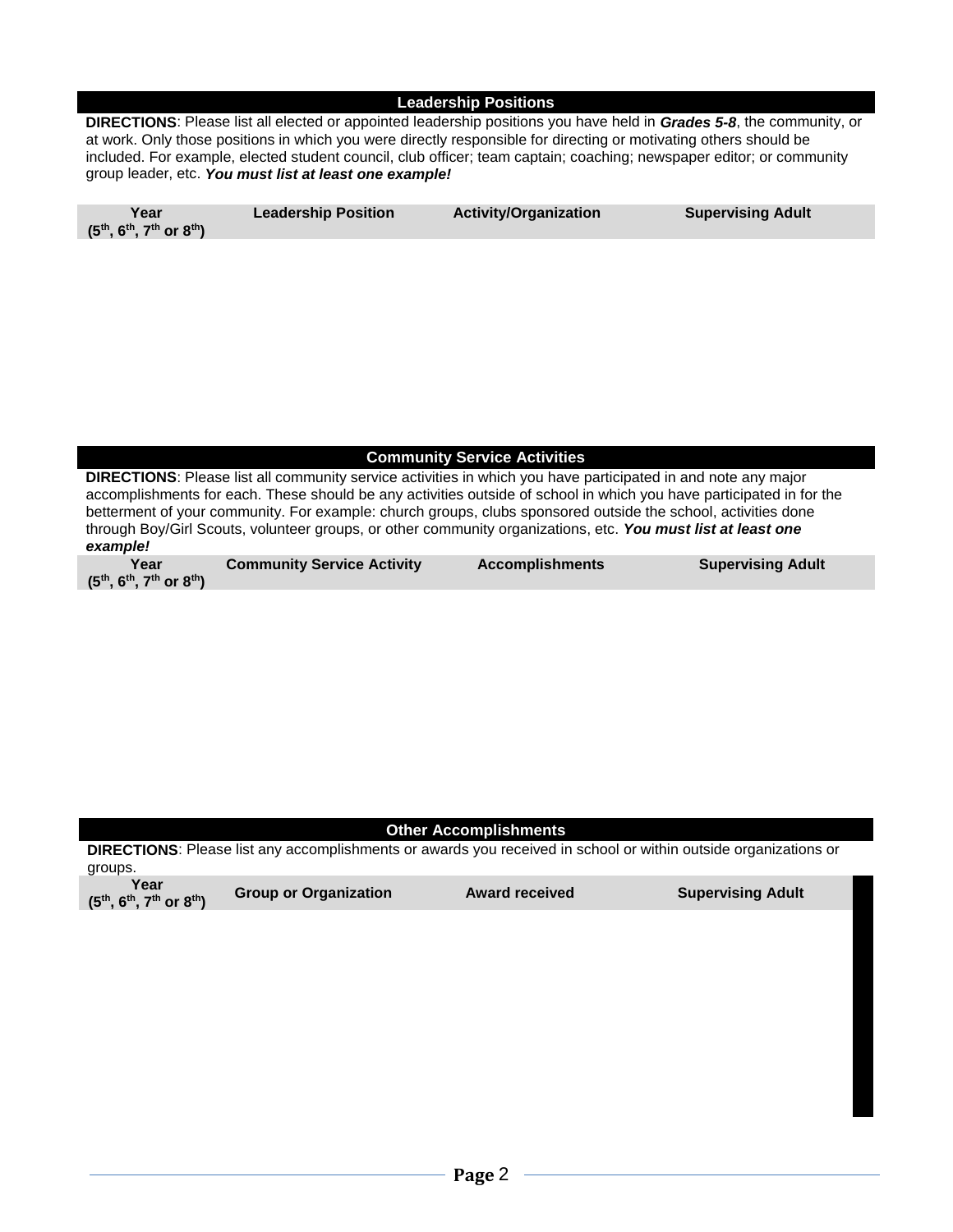## Leadership Positions

**DIRECTIONS**: Please list all elected or appointed leadership positions you have held in ***Grades 5-8***, the community, or at work. Only those positions in which you were directly responsible for directing or motivating others should be included. For example, elected student council, club officer; team captain; coaching; newspaper editor; or community group leader, etc. ***You must list at least one example!***

| Year ($5^{th}$, $6^{th}$, $7^{th}$ or $8^{th}$) | Leadership Position | Activity/Organization | Supervising Adult |
|---|---|---|---|
| | | | |

## Community Service Activities

**DIRECTIONS**: Please list all community service activities in which you have participated in and note any major accomplishments for each. These should be any activities outside of school in which you have participated in for the betterment of your community. For example: church groups, clubs sponsored outside the school, activities done through Boy/Girl Scouts, volunteer groups, or other community organizations, etc. ***You must list at least one example!***

| Year ($5^{th}$, $6^{th}$, $7^{th}$ or $8^{th}$) | Community Service Activity | Accomplishments | Supervising Adult |
|---|---|---|---|
| | | | |

## Other Accomplishments

**DIRECTIONS**: Please list any accomplishments or awards you received in school or within outside organizations or groups.

| Year ($5^{th}$, $6^{th}$, $7^{th}$ or $8^{th}$) | Group or Organization | Award received | Supervising Adult |
|---|---|---|---|
| | | | |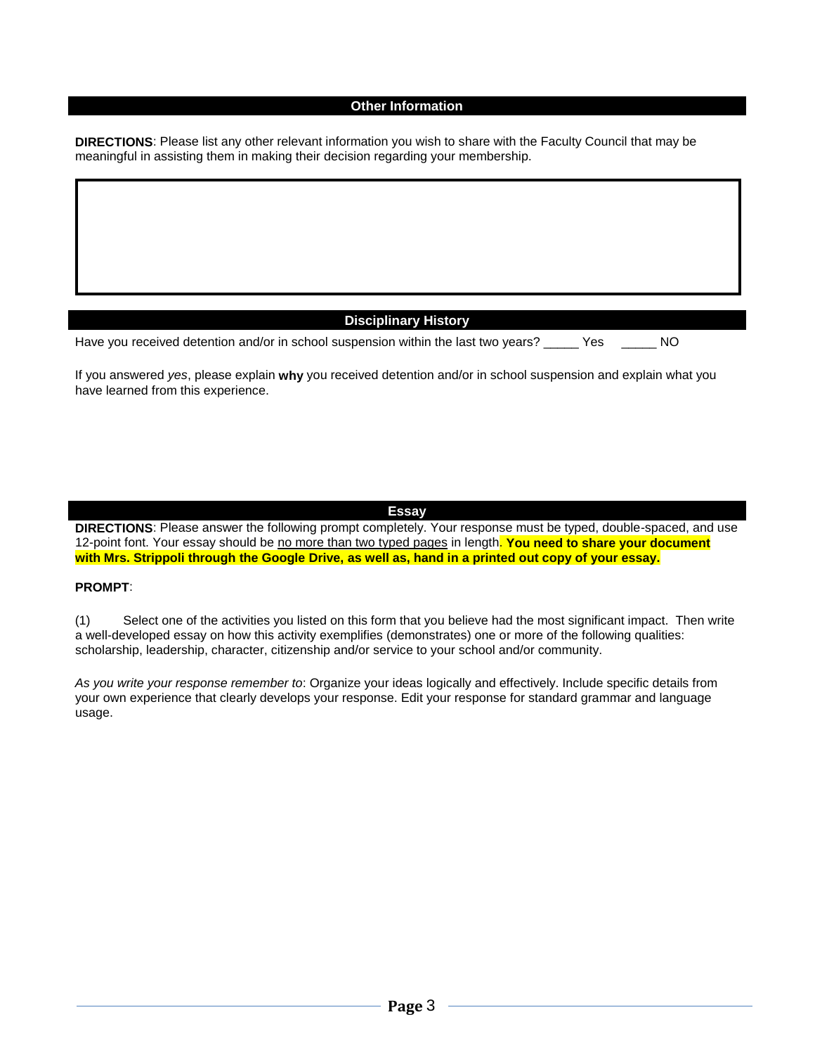## Other Information

**DIRECTIONS**: Please list any other relevant information you wish to share with the Faculty Council that may be meaningful in assisting them in making their decision regarding your membership.

## Disciplinary History

Have you received detention and/or in school suspension within the last two years? _____ Yes _____ NO

If you answered *yes*, please explain **why** you received detention and/or in school suspension and explain what you have learned from this experience.

## Essay

**DIRECTIONS**: Please answer the following prompt completely. Your response must be typed, double-spaced, and use 12-point font. Your essay should be no more than two typed pages in length. **You need to share your document with Mrs. Strippoli through the Google Drive, as well as, hand in a printed out copy of your essay.**

**PROMPT**:

(1) Select one of the activities you listed on this form that you believe had the most significant impact. Then write a well-developed essay on how this activity exemplifies (demonstrates) one or more of the following qualities: scholarship, leadership, character, citizenship and/or service to your school and/or community.

*As you write your response remember to*: Organize your ideas logically and effectively. Include specific details from your own experience that clearly develops your response. Edit your response for standard grammar and language usage.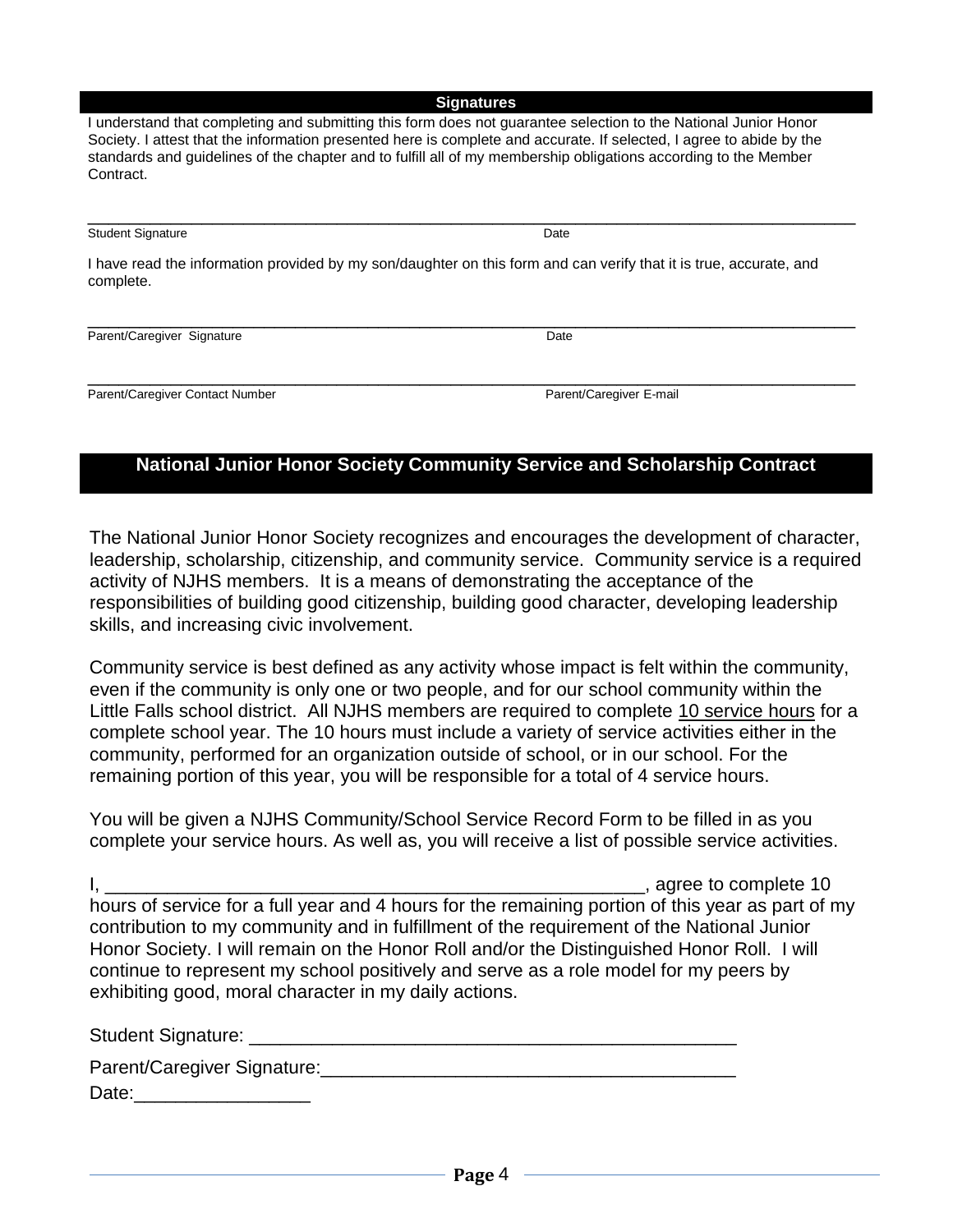## Signatures

I understand that completing and submitting this form does not guarantee selection to the National Junior Honor Society. I attest that the information presented here is complete and accurate. If selected, I agree to abide by the standards and guidelines of the chapter and to fulfill all of my membership obligations according to the Member Contract.

_______________________________________________________________________________

Student Signature                                                                                    Date

I have read the information provided by my son/daughter on this form and can verify that it is true, accurate, and complete.

_______________________________________________________________________________

Parent/Caregiver Signature                                                                          Date

_______________________________________________________________________________

Parent/Caregiver Contact Number                                                                Parent/Caregiver E-mail

## National Junior Honor Society Community Service and Scholarship Contract

The National Junior Honor Society recognizes and encourages the development of character, leadership, scholarship, citizenship, and community service. Community service is a required activity of NJHS members. It is a means of demonstrating the acceptance of the responsibilities of building good citizenship, building good character, developing leadership skills, and increasing civic involvement.

Community service is best defined as any activity whose impact is felt within the community, even if the community is only one or two people, and for our school community within the Little Falls school district. All NJHS members are required to complete <u>10 service hours</u> for a complete school year. The 10 hours must include a variety of service activities either in the community, performed for an organization outside of school, or in our school. For the remaining portion of this year, you will be responsible for a total of 4 service hours.

You will be given a NJHS Community/School Service Record Form to be filled in as you complete your service hours. As well as, you will receive a list of possible service activities.

I, ______________________________________________________, agree to complete 10 hours of service for a full year and 4 hours for the remaining portion of this year as part of my contribution to my community and in fulfillment of the requirement of the National Junior Honor Society. I will remain on the Honor Roll and/or the Distinguished Honor Roll. I will continue to represent my school positively and serve as a role model for my peers by exhibiting good, moral character in my daily actions.

Student Signature: ________________________________________________

Parent/Caregiver Signature:_________________________________________

Date:_________________